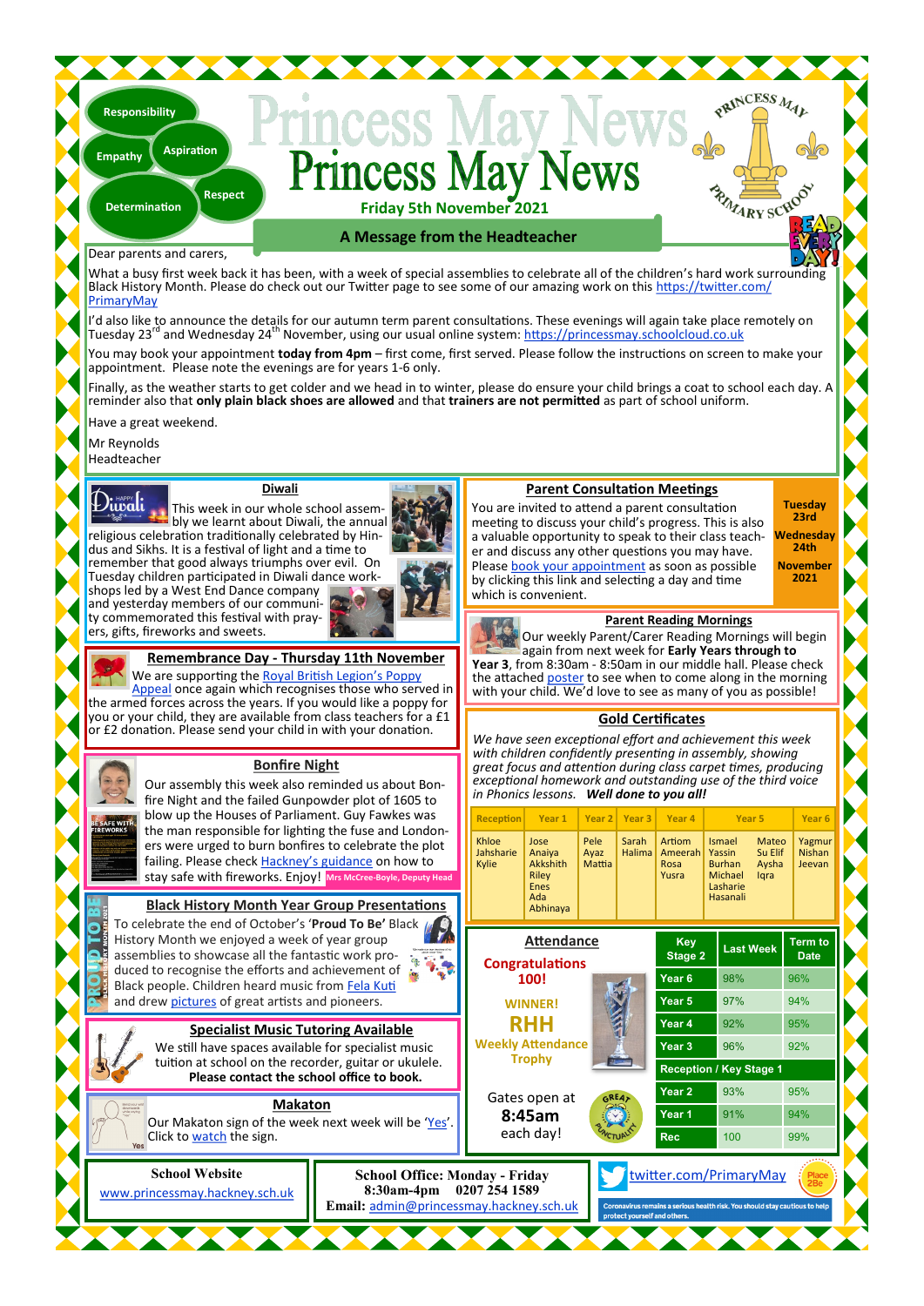# Princess May News

**Friday 5th November 2021**

Responsibility · Empathy · Aspiration · Respect · Determination

READ EVERY DAY!

## A Message from the Headteacher

Dear parents and carers,

What a busy first week back it has been, with a week of special assemblies to celebrate all of the children's hard work surrounding Black History Month. Please do check out our Twitter page to see some of our amazing work on this https://twitter.com/PrimaryMay

I'd also like to announce the details for our autumn term parent consultations. These evenings will again take place remotely on Tuesday 23rd and Wednesday 24th November, using our usual online system: https://princessmay.schoolcloud.co.uk

You may book your appointment **today from 4pm** – first come, first served. Please follow the instructions on screen to make your appointment. Please note the evenings are for years 1-6 only.

Finally, as the weather starts to get colder and we head in to winter, please do ensure your child brings a coat to school each day. A reminder also that **only plain black shoes are allowed** and that **trainers are not permitted** as part of school uniform.

Have a great weekend.

Mr Reynolds
Headteacher

## Diwali

This week in our whole school assembly we learnt about Diwali, the annual religious celebration traditionally celebrated by Hindus and Sikhs. It is a festival of light and a time to remember that good always triumphs over evil. On Tuesday children participated in Diwali dance workshops led by a West End Dance company and yesterday members of our community commemorated this festival with prayers, gifts, fireworks and sweets.

## Remembrance Day - Thursday 11th November

We are supporting the Royal British Legion's Poppy Appeal once again which recognises those who served in the armed forces across the years. If you would like a poppy for you or your child, they are available from class teachers for a £1 or £2 donation. Please send your child in with your donation.

## Bonfire Night

Our assembly this week also reminded us about Bonfire Night and the failed Gunpowder plot of 1605 to blow up the Houses of Parliament. Guy Fawkes was the man responsible for lighting the fuse and Londoners were urged to burn bonfires to celebrate the plot failing. Please check Hackney's guidance on how to stay safe with fireworks. Enjoy!

*Mrs McCree-Boyle, Deputy Head*

## Black History Month Year Group Presentations

To celebrate the end of October's '**Proud To Be**' Black History Month we enjoyed a week of year group assemblies to showcase all the fantastic work produced to recognise the efforts and achievement of Black people. Children heard music from Fela Kuti and drew pictures of great artists and pioneers.

## Specialist Music Tutoring Available

We still have spaces available for specialist music tuition at school on the recorder, guitar or ukulele.
**Please contact the school office to book.**

## Makaton

Our Makaton sign of the week next week will be 'Yes'. Click to watch the sign.

## Parent Consultation Meetings

You are invited to attend a parent consultation meeting to discuss your child's progress. This is also a valuable opportunity to speak to their class teacher and discuss any other questions you may have. Please book your appointment as soon as possible by clicking this link and selecting a day and time which is convenient.

**Tuesday 23rd**
**Wednesday 24th**
**November 2021**

## Parent Reading Mornings

Our weekly Parent/Carer Reading Mornings will begin again from next week for **Early Years through to Year 3**, from 8:30am - 8:50am in our middle hall. Please check the attached poster to see when to come along in the morning with your child. We'd love to see as many of you as possible!

## Gold Certificates

*We have seen exceptional effort and achievement this week with children confidently presenting in assembly, showing great focus and attention during class carpet times, producing exceptional homework and outstanding use of the third voice in Phonics lessons.* ***Well done to you all!***

| Reception | Year 1 | Year 2 | Year 3 | Year 4 | Year 5 | | Year 6 |
|---|---|---|---|---|---|---|---|
| Khloe<br>Jahsharie<br>Kylie | Jose<br>Anaiya<br>Akkshith<br>Riley<br>Enes<br>Ada<br>Abhinaya | Pele<br>Ayaz<br>Mattia | Sarah<br>Halima | Artiom<br>Ameerah<br>Rosa<br>Yusra | Ismael<br>Yassin<br>Burhan<br>Michael<br>Lasharie<br>Hasanali | Mateo<br>Su Elif<br>Aysha<br>Iqra | Yagmur<br>Nishan<br>Jeevan |

## Attendance

**Congratulations 100!**

**WINNER! RHH Weekly Attendance Trophy**

| Key Stage 2 | Last Week | Term to Date |
|---|---|---|
| Year 6 | 98% | 96% |
| Year 5 | 97% | 94% |
| Year 4 | 92% | 95% |
| Year 3 | 96% | 92% |
| **Reception / Key Stage 1** | | |
| Year 2 | 93% | 95% |
| Year 1 | 91% | 94% |
| Rec | 100 | 99% |

Gates open at **8:45am** each day!

**School Website**
www.princessmay.hackney.sch.uk

**School Office: Monday - Friday**
**8:30am-4pm 0207 254 1589**
**Email:** admin@princessmay.hackney.sch.uk

twitter.com/PrimaryMay

Coronavirus remains a serious health risk. You should stay cautious to help protect yourself and others.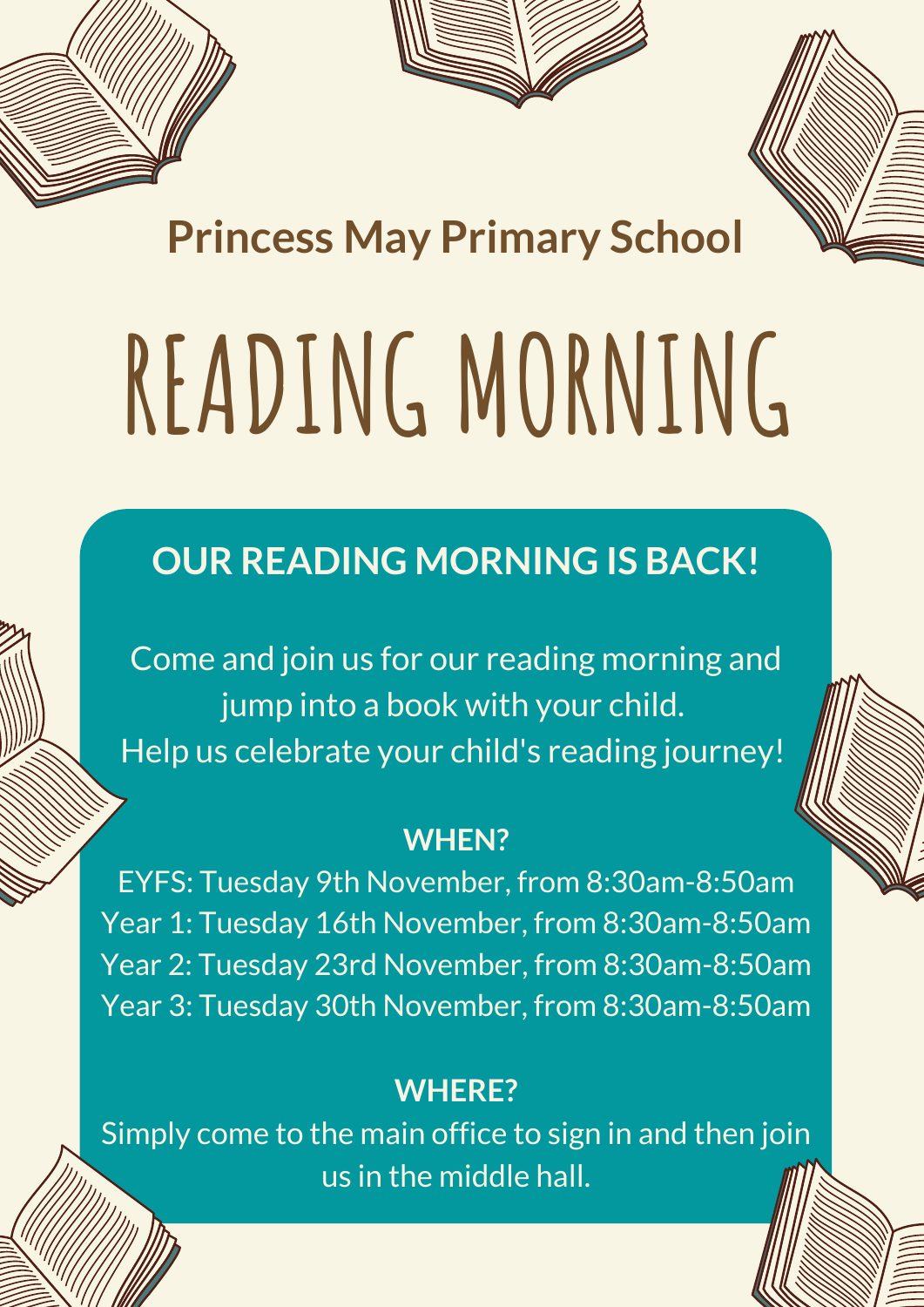## Princess May Primary School

# READING MORNING

### OUR READING MORNING IS BACK!

Come and join us for our reading morning and jump into a book with your child.
Help us celebrate your child's reading journey!

**WHEN?**

EYFS: Tuesday 9th November, from 8:30am-8:50am
Year 1: Tuesday 16th November, from 8:30am-8:50am
Year 2: Tuesday 23rd November, from 8:30am-8:50am
Year 3: Tuesday 30th November, from 8:30am-8:50am

**WHERE?**

Simply come to the main office to sign in and then join us in the middle hall.